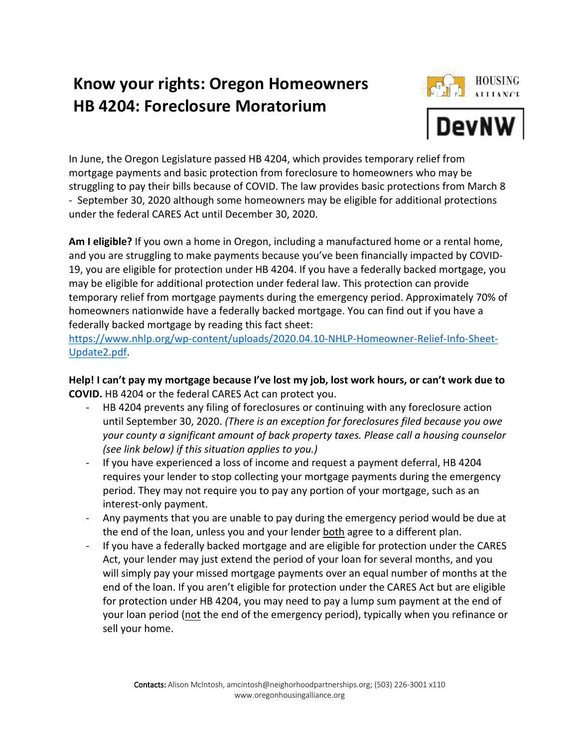# Know your rights: Oregon Homeowners HB 4204: Foreclosure Moratorium

HOUSING ALLIANCE

DevNW

In June, the Oregon Legislature passed HB 4204, which provides temporary relief from mortgage payments and basic protection from foreclosure to homeowners who may be struggling to pay their bills because of COVID. The law provides basic protections from March 8 - September 30, 2020 although some homeowners may be eligible for additional protections under the federal CARES Act until December 30, 2020.

**Am I eligible?** If you own a home in Oregon, including a manufactured home or a rental home, and you are struggling to make payments because you've been financially impacted by COVID-19, you are eligible for protection under HB 4204. If you have a federally backed mortgage, you may be eligible for additional protection under federal law. This protection can provide temporary relief from mortgage payments during the emergency period. Approximately 70% of homeowners nationwide have a federally backed mortgage. You can find out if you have a federally backed mortgage by reading this fact sheet: [https://www.nhlp.org/wp-content/uploads/2020.04.10-NHLP-Homeowner-Relief-Info-Sheet-Update2.pdf](https://www.nhlp.org/wp-content/uploads/2020.04.10-NHLP-Homeowner-Relief-Info-Sheet-Update2.pdf).

**Help! I can't pay my mortgage because I've lost my job, lost work hours, or can't work due to COVID.** HB 4204 or the federal CARES Act can protect you.

- HB 4204 prevents any filing of foreclosures or continuing with any foreclosure action until September 30, 2020. *(There is an exception for foreclosures filed because you owe your county a significant amount of back property taxes. Please call a housing counselor (see link below) if this situation applies to you.)*
- If you have experienced a loss of income and request a payment deferral, HB 4204 requires your lender to stop collecting your mortgage payments during the emergency period. They may not require you to pay any portion of your mortgage, such as an interest-only payment.
- Any payments that you are unable to pay during the emergency period would be due at the end of the loan, unless you and your lender <u>both</u> agree to a different plan.
- If you have a federally backed mortgage and are eligible for protection under the CARES Act, your lender may just extend the period of your loan for several months, and you will simply pay your missed mortgage payments over an equal number of months at the end of the loan. If you aren't eligible for protection under the CARES Act but are eligible for protection under HB 4204, you may need to pay a lump sum payment at the end of your loan period (<u>not</u> the end of the emergency period), typically when you refinance or sell your home.

**Contacts:** Alison McIntosh, amcintosh@neighorhoodpartnerships.org; (503) 226-3001 x110
www.oregonhousingalliance.org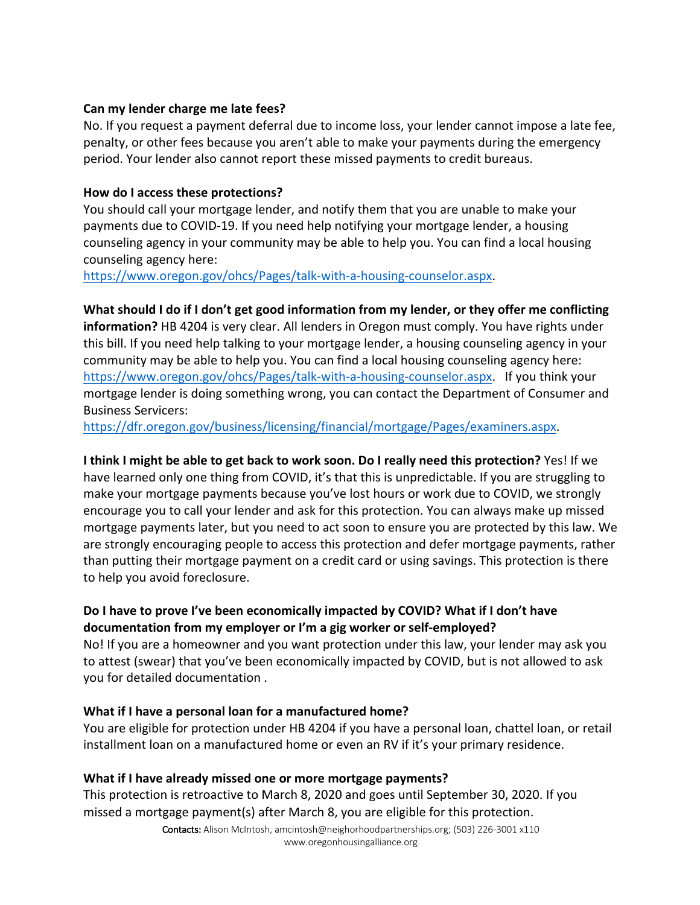**Can my lender charge me late fees?**

No. If you request a payment deferral due to income loss, your lender cannot impose a late fee, penalty, or other fees because you aren't able to make your payments during the emergency period. Your lender also cannot report these missed payments to credit bureaus.

**How do I access these protections?**

You should call your mortgage lender, and notify them that you are unable to make your payments due to COVID-19. If you need help notifying your mortgage lender, a housing counseling agency in your community may be able to help you. You can find a local housing counseling agency here: https://www.oregon.gov/ohcs/Pages/talk-with-a-housing-counselor.aspx.

**What should I do if I don't get good information from my lender, or they offer me conflicting information?** HB 4204 is very clear. All lenders in Oregon must comply. You have rights under this bill. If you need help talking to your mortgage lender, a housing counseling agency in your community may be able to help you. You can find a local housing counseling agency here: https://www.oregon.gov/ohcs/Pages/talk-with-a-housing-counselor.aspx. If you think your mortgage lender is doing something wrong, you can contact the Department of Consumer and Business Servicers: https://dfr.oregon.gov/business/licensing/financial/mortgage/Pages/examiners.aspx.

**I think I might be able to get back to work soon. Do I really need this protection?** Yes! If we have learned only one thing from COVID, it's that this is unpredictable. If you are struggling to make your mortgage payments because you've lost hours or work due to COVID, we strongly encourage you to call your lender and ask for this protection. You can always make up missed mortgage payments later, but you need to act soon to ensure you are protected by this law. We are strongly encouraging people to access this protection and defer mortgage payments, rather than putting their mortgage payment on a credit card or using savings. This protection is there to help you avoid foreclosure.

**Do I have to prove I've been economically impacted by COVID? What if I don't have documentation from my employer or I'm a gig worker or self-employed?**

No! If you are a homeowner and you want protection under this law, your lender may ask you to attest (swear) that you've been economically impacted by COVID, but is not allowed to ask you for detailed documentation .

**What if I have a personal loan for a manufactured home?**

You are eligible for protection under HB 4204 if you have a personal loan, chattel loan, or retail installment loan on a manufactured home or even an RV if it's your primary residence.

**What if I have already missed one or more mortgage payments?**

This protection is retroactive to March 8, 2020 and goes until September 30, 2020. If you missed a mortgage payment(s) after March 8, you are eligible for this protection.

**Contacts:** Alison McIntosh, amcintosh@neighorhoodpartnerships.org; (503) 226-3001 x110
www.oregonhousingalliance.org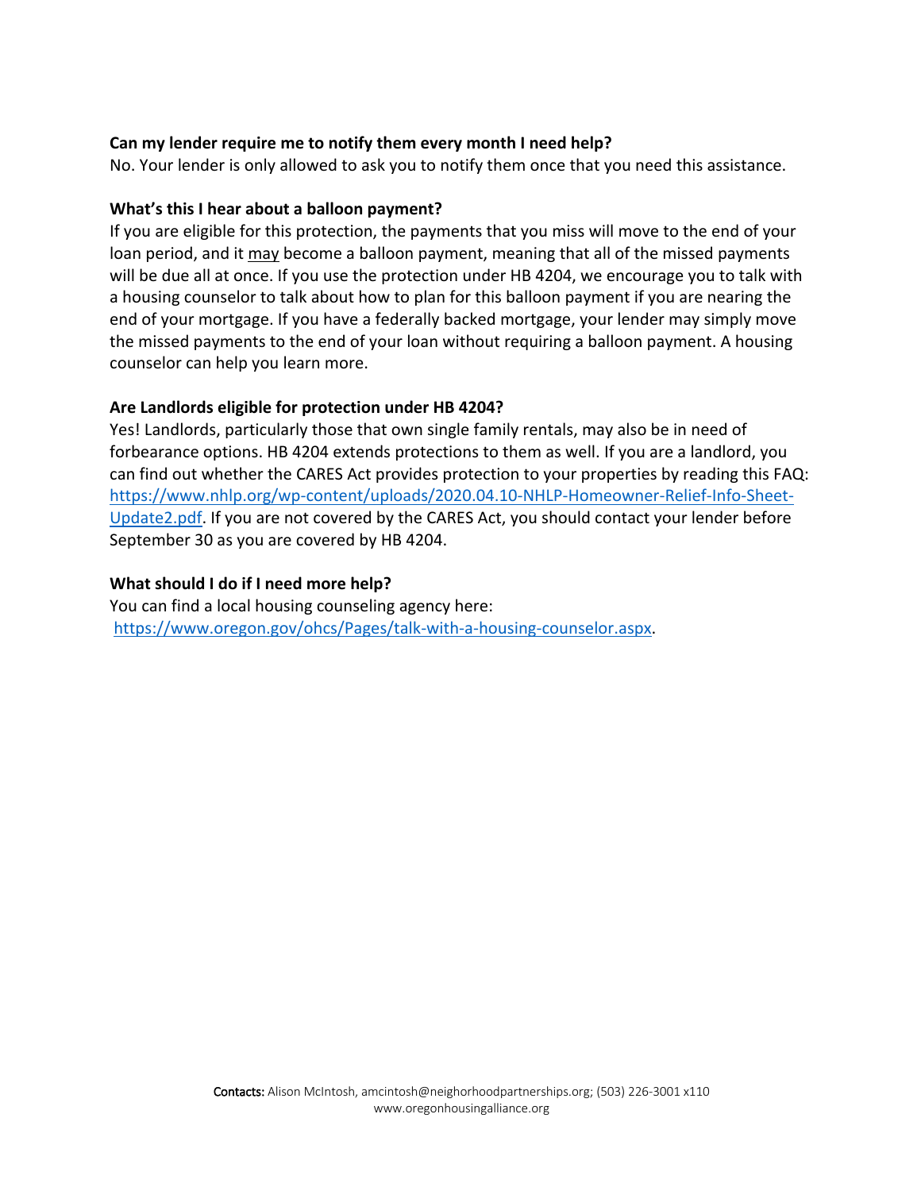**Can my lender require me to notify them every month I need help?**
No. Your lender is only allowed to ask you to notify them once that you need this assistance.

**What's this I hear about a balloon payment?**
If you are eligible for this protection, the payments that you miss will move to the end of your loan period, and it may become a balloon payment, meaning that all of the missed payments will be due all at once. If you use the protection under HB 4204, we encourage you to talk with a housing counselor to talk about how to plan for this balloon payment if you are nearing the end of your mortgage. If you have a federally backed mortgage, your lender may simply move the missed payments to the end of your loan without requiring a balloon payment. A housing counselor can help you learn more.

**Are Landlords eligible for protection under HB 4204?**
Yes! Landlords, particularly those that own single family rentals, may also be in need of forbearance options. HB 4204 extends protections to them as well. If you are a landlord, you can find out whether the CARES Act provides protection to your properties by reading this FAQ: https://www.nhlp.org/wp-content/uploads/2020.04.10-NHLP-Homeowner-Relief-Info-Sheet-Update2.pdf. If you are not covered by the CARES Act, you should contact your lender before September 30 as you are covered by HB 4204.

**What should I do if I need more help?**
You can find a local housing counseling agency here:
https://www.oregon.gov/ohcs/Pages/talk-with-a-housing-counselor.aspx.

**Contacts:** Alison McIntosh, amcintosh@neighorhoodpartnerships.org; (503) 226-3001 x110
www.oregonhousingalliance.org